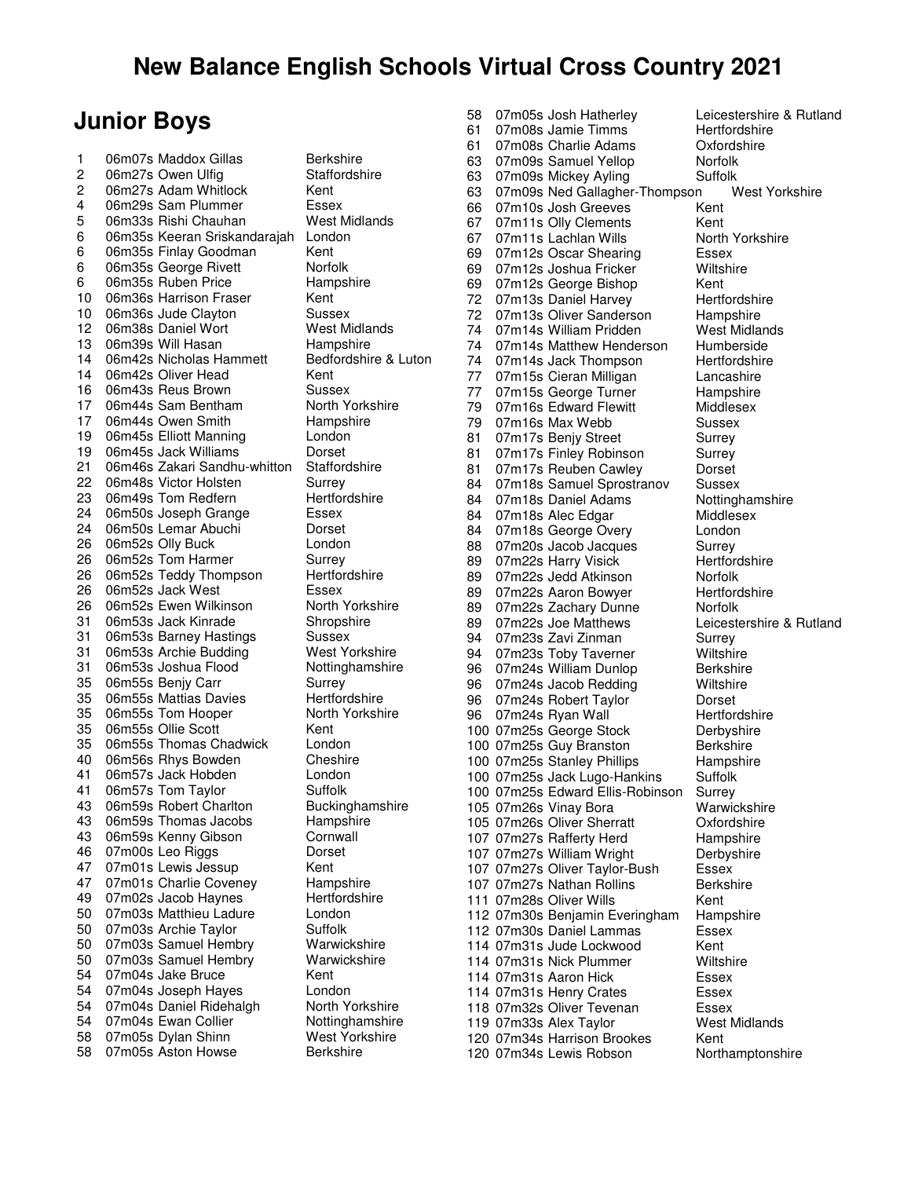# New Balance English Schools Virtual Cross Country 2021

## Junior Boys

| Pos | Time | Name | County |
|---|---|---|---|
| 1 | 06m07s | Maddox Gillas | Berkshire |
| 2 | 06m27s | Owen Ulfig | Staffordshire |
| 2 | 06m27s | Adam Whitlock | Kent |
| 4 | 06m29s | Sam Plummer | Essex |
| 5 | 06m33s | Rishi Chauhan | West Midlands |
| 6 | 06m35s | Keeran Sriskandarajah | London |
| 6 | 06m35s | Finlay Goodman | Kent |
| 6 | 06m35s | George Rivett | Norfolk |
| 6 | 06m35s | Ruben Price | Hampshire |
| 10 | 06m36s | Harrison Fraser | Kent |
| 10 | 06m36s | Jude Clayton | Sussex |
| 12 | 06m38s | Daniel Wort | West Midlands |
| 13 | 06m39s | Will Hasan | Hampshire |
| 14 | 06m42s | Nicholas Hammett | Bedfordshire & Luton |
| 14 | 06m42s | Oliver Head | Kent |
| 16 | 06m43s | Reus Brown | Sussex |
| 17 | 06m44s | Sam Bentham | North Yorkshire |
| 17 | 06m44s | Owen Smith | Hampshire |
| 19 | 06m45s | Elliott Manning | London |
| 19 | 06m45s | Jack Williams | Dorset |
| 21 | 06m46s | Zakari Sandhu-whitton | Staffordshire |
| 22 | 06m48s | Victor Holsten | Surrey |
| 23 | 06m49s | Tom Redfern | Hertfordshire |
| 24 | 06m50s | Joseph Grange | Essex |
| 24 | 06m50s | Lemar Abuchi | Dorset |
| 26 | 06m52s | Olly Buck | London |
| 26 | 06m52s | Tom Harmer | Surrey |
| 26 | 06m52s | Teddy Thompson | Hertfordshire |
| 26 | 06m52s | Jack West | Essex |
| 26 | 06m52s | Ewen Wilkinson | North Yorkshire |
| 31 | 06m53s | Jack Kinrade | Shropshire |
| 31 | 06m53s | Barney Hastings | Sussex |
| 31 | 06m53s | Archie Budding | West Yorkshire |
| 31 | 06m53s | Joshua Flood | Nottinghamshire |
| 35 | 06m55s | Benjy Carr | Surrey |
| 35 | 06m55s | Mattias Davies | Hertfordshire |
| 35 | 06m55s | Tom Hooper | North Yorkshire |
| 35 | 06m55s | Ollie Scott | Kent |
| 35 | 06m55s | Thomas Chadwick | London |
| 40 | 06m56s | Rhys Bowden | Cheshire |
| 41 | 06m57s | Jack Hobden | London |
| 41 | 06m57s | Tom Taylor | Suffolk |
| 43 | 06m59s | Robert Charlton | Buckinghamshire |
| 43 | 06m59s | Thomas Jacobs | Hampshire |
| 43 | 06m59s | Kenny Gibson | Cornwall |
| 46 | 07m00s | Leo Riggs | Dorset |
| 47 | 07m01s | Lewis Jessup | Kent |
| 47 | 07m01s | Charlie Coveney | Hampshire |
| 49 | 07m02s | Jacob Haynes | Hertfordshire |
| 50 | 07m03s | Matthieu Ladure | London |
| 50 | 07m03s | Archie Taylor | Suffolk |
| 50 | 07m03s | Samuel Hembry | Warwickshire |
| 50 | 07m03s | Samuel Hembry | Warwickshire |
| 54 | 07m04s | Jake Bruce | Kent |
| 54 | 07m04s | Joseph Hayes | London |
| 54 | 07m04s | Daniel Ridehalgh | North Yorkshire |
| 54 | 07m04s | Ewan Collier | Nottinghamshire |
| 58 | 07m05s | Dylan Shinn | West Yorkshire |
| 58 | 07m05s | Aston Howse | Berkshire |
| 58 | 07m05s | Josh Hatherley | Leicestershire & Rutland |
| 61 | 07m08s | Jamie Timms | Hertfordshire |
| 61 | 07m08s | Charlie Adams | Oxfordshire |
| 63 | 07m09s | Samuel Yellop | Norfolk |
| 63 | 07m09s | Mickey Ayling | Suffolk |
| 63 | 07m09s | Ned Gallagher-Thompson | West Yorkshire |
| 66 | 07m10s | Josh Greeves | Kent |
| 67 | 07m11s | Olly Clements | Kent |
| 67 | 07m11s | Lachlan Wills | North Yorkshire |
| 69 | 07m12s | Oscar Shearing | Essex |
| 69 | 07m12s | Joshua Fricker | Wiltshire |
| 69 | 07m12s | George Bishop | Kent |
| 72 | 07m13s | Daniel Harvey | Hertfordshire |
| 72 | 07m13s | Oliver Sanderson | Hampshire |
| 74 | 07m14s | William Pridden | West Midlands |
| 74 | 07m14s | Matthew Henderson | Humberside |
| 74 | 07m14s | Jack Thompson | Hertfordshire |
| 77 | 07m15s | Cieran Milligan | Lancashire |
| 77 | 07m15s | George Turner | Hampshire |
| 79 | 07m16s | Edward Flewitt | Middlesex |
| 79 | 07m16s | Max Webb | Sussex |
| 81 | 07m17s | Benjy Street | Surrey |
| 81 | 07m17s | Finley Robinson | Surrey |
| 81 | 07m17s | Reuben Cawley | Dorset |
| 84 | 07m18s | Samuel Sprostranov | Sussex |
| 84 | 07m18s | Daniel Adams | Nottinghamshire |
| 84 | 07m18s | Alec Edgar | Middlesex |
| 84 | 07m18s | George Overy | London |
| 88 | 07m20s | Jacob Jacques | Surrey |
| 89 | 07m22s | Harry Visick | Hertfordshire |
| 89 | 07m22s | Jedd Atkinson | Norfolk |
| 89 | 07m22s | Aaron Bowyer | Hertfordshire |
| 89 | 07m22s | Zachary Dunne | Norfolk |
| 89 | 07m22s | Joe Matthews | Leicestershire & Rutland |
| 94 | 07m23s | Zavi Zinman | Surrey |
| 94 | 07m23s | Toby Taverner | Wiltshire |
| 96 | 07m24s | William Dunlop | Berkshire |
| 96 | 07m24s | Jacob Redding | Wiltshire |
| 96 | 07m24s | Robert Taylor | Dorset |
| 96 | 07m24s | Ryan Wall | Hertfordshire |
| 100 | 07m25s | George Stock | Derbyshire |
| 100 | 07m25s | Guy Branston | Berkshire |
| 100 | 07m25s | Stanley Phillips | Hampshire |
| 100 | 07m25s | Jack Lugo-Hankins | Suffolk |
| 100 | 07m25s | Edward Ellis-Robinson | Surrey |
| 105 | 07m26s | Vinay Bora | Warwickshire |
| 105 | 07m26s | Oliver Sherratt | Oxfordshire |
| 107 | 07m27s | Rafferty Herd | Hampshire |
| 107 | 07m27s | William Wright | Derbyshire |
| 107 | 07m27s | Oliver Taylor-Bush | Essex |
| 107 | 07m27s | Nathan Rollins | Berkshire |
| 111 | 07m28s | Oliver Wills | Kent |
| 112 | 07m30s | Benjamin Everingham | Hampshire |
| 112 | 07m30s | Daniel Lammas | Essex |
| 114 | 07m31s | Jude Lockwood | Kent |
| 114 | 07m31s | Nick Plummer | Wiltshire |
| 114 | 07m31s | Aaron Hick | Essex |
| 114 | 07m31s | Henry Crates | Essex |
| 118 | 07m32s | Oliver Tevenan | Essex |
| 119 | 07m33s | Alex Taylor | West Midlands |
| 120 | 07m34s | Harrison Brookes | Kent |
| 120 | 07m34s | Lewis Robson | Northamptonshire |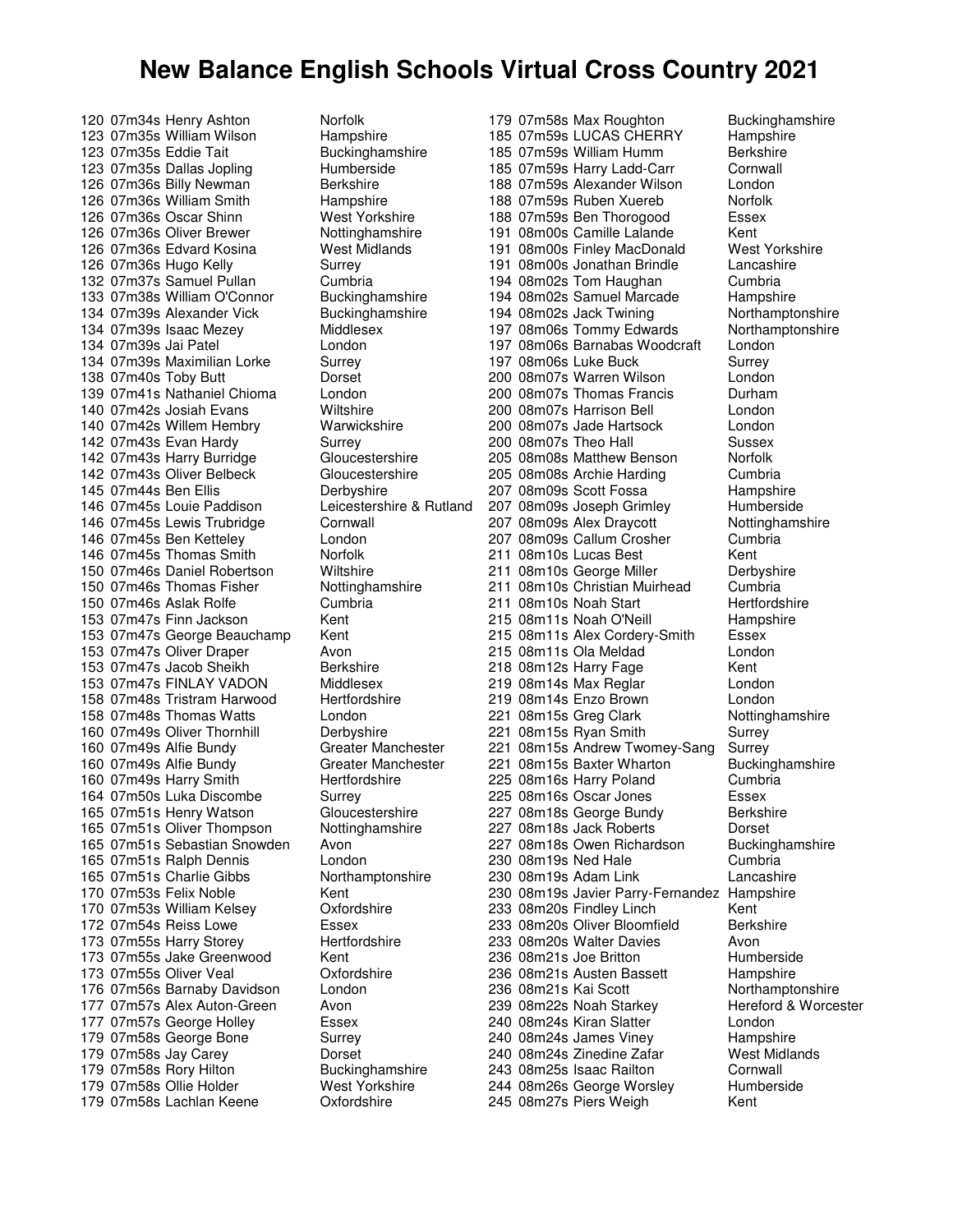# New Balance English Schools Virtual Cross Country 2021

| Pos | Time | Name | County |
|---|---|---|---|
| 120 | 07m34s | Henry Ashton | Norfolk |
| 123 | 07m35s | William Wilson | Hampshire |
| 123 | 07m35s | Eddie Tait | Buckinghamshire |
| 123 | 07m35s | Dallas Jopling | Humberside |
| 126 | 07m36s | Billy Newman | Berkshire |
| 126 | 07m36s | William Smith | Hampshire |
| 126 | 07m36s | Oscar Shinn | West Yorkshire |
| 126 | 07m36s | Oliver Brewer | Nottinghamshire |
| 126 | 07m36s | Edvard Kosina | West Midlands |
| 126 | 07m36s | Hugo Kelly | Surrey |
| 132 | 07m37s | Samuel Pullan | Cumbria |
| 133 | 07m38s | William O'Connor | Buckinghamshire |
| 134 | 07m39s | Alexander Vick | Buckinghamshire |
| 134 | 07m39s | Isaac Mezey | Middlesex |
| 134 | 07m39s | Jai Patel | London |
| 134 | 07m39s | Maximilian Lorke | Surrey |
| 138 | 07m40s | Toby Butt | Dorset |
| 139 | 07m41s | Nathaniel Chioma | London |
| 140 | 07m42s | Josiah Evans | Wiltshire |
| 140 | 07m42s | Willem Hembry | Warwickshire |
| 142 | 07m43s | Evan Hardy | Surrey |
| 142 | 07m43s | Harry Burridge | Gloucestershire |
| 142 | 07m43s | Oliver Belbeck | Gloucestershire |
| 145 | 07m44s | Ben Ellis | Derbyshire |
| 146 | 07m45s | Louie Paddison | Leicestershire & Rutland |
| 146 | 07m45s | Lewis Trubridge | Cornwall |
| 146 | 07m45s | Ben Ketteley | London |
| 146 | 07m45s | Thomas Smith | Norfolk |
| 150 | 07m46s | Daniel Robertson | Wiltshire |
| 150 | 07m46s | Thomas Fisher | Nottinghamshire |
| 150 | 07m46s | Aslak Rolfe | Cumbria |
| 153 | 07m47s | Finn Jackson | Kent |
| 153 | 07m47s | George Beauchamp | Kent |
| 153 | 07m47s | Oliver Draper | Avon |
| 153 | 07m47s | Jacob Sheikh | Berkshire |
| 153 | 07m47s | FINLAY VADON | Middlesex |
| 158 | 07m48s | Tristram Harwood | Hertfordshire |
| 158 | 07m48s | Thomas Watts | London |
| 160 | 07m49s | Oliver Thornhill | Derbyshire |
| 160 | 07m49s | Alfie Bundy | Greater Manchester |
| 160 | 07m49s | Alfie Bundy | Greater Manchester |
| 160 | 07m49s | Harry Smith | Hertfordshire |
| 164 | 07m50s | Luka Discombe | Surrey |
| 165 | 07m51s | Henry Watson | Gloucestershire |
| 165 | 07m51s | Oliver Thompson | Nottinghamshire |
| 165 | 07m51s | Sebastian Snowden | Avon |
| 165 | 07m51s | Ralph Dennis | London |
| 165 | 07m51s | Charlie Gibbs | Northamptonshire |
| 170 | 07m53s | Felix Noble | Kent |
| 170 | 07m53s | William Kelsey | Oxfordshire |
| 172 | 07m54s | Reiss Lowe | Essex |
| 173 | 07m55s | Harry Storey | Hertfordshire |
| 173 | 07m55s | Jake Greenwood | Kent |
| 173 | 07m55s | Oliver Veal | Oxfordshire |
| 176 | 07m56s | Barnaby Davidson | London |
| 177 | 07m57s | Alex Auton-Green | Avon |
| 177 | 07m57s | George Holley | Essex |
| 179 | 07m58s | George Bone | Surrey |
| 179 | 07m58s | Jay Carey | Dorset |
| 179 | 07m58s | Rory Hilton | Buckinghamshire |
| 179 | 07m58s | Ollie Holder | West Yorkshire |
| 179 | 07m58s | Lachlan Keene | Oxfordshire |
| 179 | 07m58s | Max Roughton | Buckinghamshire |
| 185 | 07m59s | LUCAS CHERRY | Hampshire |
| 185 | 07m59s | William Humm | Berkshire |
| 185 | 07m59s | Harry Ladd-Carr | Cornwall |
| 188 | 07m59s | Alexander Wilson | London |
| 188 | 07m59s | Ruben Xuereb | Norfolk |
| 188 | 07m59s | Ben Thorogood | Essex |
| 191 | 08m00s | Camille Lalande | Kent |
| 191 | 08m00s | Finley MacDonald | West Yorkshire |
| 191 | 08m00s | Jonathan Brindle | Lancashire |
| 194 | 08m02s | Tom Haughan | Cumbria |
| 194 | 08m02s | Samuel Marcade | Hampshire |
| 194 | 08m02s | Jack Twining | Northamptonshire |
| 197 | 08m06s | Tommy Edwards | Northamptonshire |
| 197 | 08m06s | Barnabas Woodcraft | London |
| 197 | 08m06s | Luke Buck | Surrey |
| 200 | 08m07s | Warren Wilson | London |
| 200 | 08m07s | Thomas Francis | Durham |
| 200 | 08m07s | Harrison Bell | London |
| 200 | 08m07s | Jade Hartsock | London |
| 200 | 08m07s | Theo Hall | Sussex |
| 205 | 08m08s | Matthew Benson | Norfolk |
| 205 | 08m08s | Archie Harding | Cumbria |
| 207 | 08m09s | Scott Fossa | Hampshire |
| 207 | 08m09s | Joseph Grimley | Humberside |
| 207 | 08m09s | Alex Draycott | Nottinghamshire |
| 207 | 08m09s | Callum Crosher | Cumbria |
| 211 | 08m10s | Lucas Best | Kent |
| 211 | 08m10s | George Miller | Derbyshire |
| 211 | 08m10s | Christian Muirhead | Cumbria |
| 211 | 08m10s | Noah Start | Hertfordshire |
| 215 | 08m11s | Noah O'Neill | Hampshire |
| 215 | 08m11s | Alex Cordery-Smith | Essex |
| 215 | 08m11s | Ola Meldad | London |
| 218 | 08m12s | Harry Fage | Kent |
| 219 | 08m14s | Max Reglar | London |
| 219 | 08m14s | Enzo Brown | London |
| 221 | 08m15s | Greg Clark | Nottinghamshire |
| 221 | 08m15s | Ryan Smith | Surrey |
| 221 | 08m15s | Andrew Twomey-Sang | Surrey |
| 221 | 08m15s | Baxter Wharton | Buckinghamshire |
| 225 | 08m16s | Harry Poland | Cumbria |
| 225 | 08m16s | Oscar Jones | Essex |
| 227 | 08m18s | George Bundy | Berkshire |
| 227 | 08m18s | Jack Roberts | Dorset |
| 227 | 08m18s | Owen Richardson | Buckinghamshire |
| 230 | 08m19s | Ned Hale | Cumbria |
| 230 | 08m19s | Adam Link | Lancashire |
| 230 | 08m19s | Javier Parry-Fernandez | Hampshire |
| 233 | 08m20s | Findley Linch | Kent |
| 233 | 08m20s | Oliver Bloomfield | Berkshire |
| 233 | 08m20s | Walter Davies | Avon |
| 236 | 08m21s | Joe Britton | Humberside |
| 236 | 08m21s | Austen Bassett | Hampshire |
| 236 | 08m21s | Kai Scott | Northamptonshire |
| 239 | 08m22s | Noah Starkey | Hereford & Worcester |
| 240 | 08m24s | Kiran Slatter | London |
| 240 | 08m24s | James Viney | Hampshire |
| 240 | 08m24s | Zinedine Zafar | West Midlands |
| 243 | 08m25s | Isaac Railton | Cornwall |
| 244 | 08m26s | George Worsley | Humberside |
| 245 | 08m27s | Piers Weigh | Kent |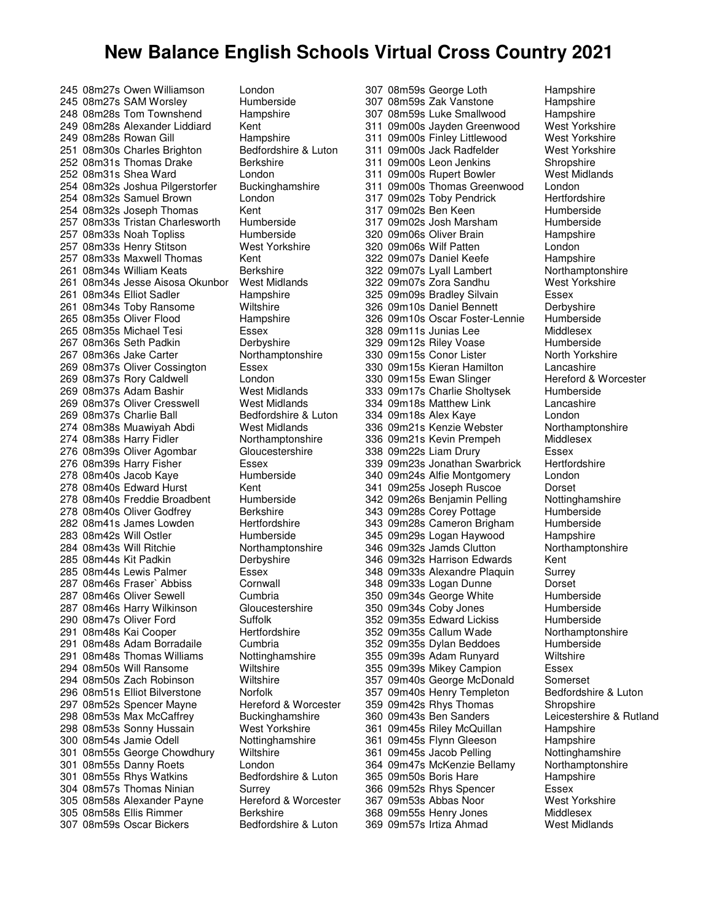# New Balance English Schools Virtual Cross Country 2021

| Pos | Time | Name | County |
|---|---|---|---|
| 245 | 08m27s | Owen Williamson | London |
| 245 | 08m27s | SAM Worsley | Humberside |
| 248 | 08m28s | Tom Townshend | Hampshire |
| 249 | 08m28s | Alexander Liddiard | Kent |
| 249 | 08m28s | Rowan Gill | Hampshire |
| 251 | 08m30s | Charles Brighton | Bedfordshire & Luton |
| 252 | 08m31s | Thomas Drake | Berkshire |
| 252 | 08m31s | Shea Ward | London |
| 254 | 08m32s | Joshua Pilgerstorfer | Buckinghamshire |
| 254 | 08m32s | Samuel Brown | London |
| 254 | 08m32s | Joseph Thomas | Kent |
| 257 | 08m33s | Tristan Charlesworth | Humberside |
| 257 | 08m33s | Noah Topliss | Humberside |
| 257 | 08m33s | Henry Stitson | West Yorkshire |
| 257 | 08m33s | Maxwell Thomas | Kent |
| 261 | 08m34s | William Keats | Berkshire |
| 261 | 08m34s | Jesse Aisosa Okunbor | West Midlands |
| 261 | 08m34s | Elliot Sadler | Hampshire |
| 261 | 08m34s | Toby Ransome | Wiltshire |
| 265 | 08m35s | Oliver Flood | Hampshire |
| 265 | 08m35s | Michael Tesi | Essex |
| 267 | 08m36s | Seth Padkin | Derbyshire |
| 267 | 08m36s | Jake Carter | Northamptonshire |
| 269 | 08m37s | Oliver Cossington | Essex |
| 269 | 08m37s | Rory Caldwell | London |
| 269 | 08m37s | Adam Bashir | West Midlands |
| 269 | 08m37s | Oliver Cresswell | West Midlands |
| 269 | 08m37s | Charlie Ball | Bedfordshire & Luton |
| 274 | 08m38s | Muawiyah Abdi | West Midlands |
| 274 | 08m38s | Harry Fidler | Northamptonshire |
| 276 | 08m39s | Oliver Agombar | Gloucestershire |
| 276 | 08m39s | Harry Fisher | Essex |
| 278 | 08m40s | Jacob Kaye | Humberside |
| 278 | 08m40s | Edward Hurst | Kent |
| 278 | 08m40s | Freddie Broadbent | Humberside |
| 278 | 08m40s | Oliver Godfrey | Berkshire |
| 282 | 08m41s | James Lowden | Hertfordshire |
| 283 | 08m42s | Will Ostler | Humberside |
| 284 | 08m43s | Will Ritchie | Northamptonshire |
| 285 | 08m44s | Kit Padkin | Derbyshire |
| 285 | 08m44s | Lewis Palmer | Essex |
| 287 | 08m46s | Fraser` Abbiss | Cornwall |
| 287 | 08m46s | Oliver Sewell | Cumbria |
| 287 | 08m46s | Harry Wilkinson | Gloucestershire |
| 290 | 08m47s | Oliver Ford | Suffolk |
| 291 | 08m48s | Kai Cooper | Hertfordshire |
| 291 | 08m48s | Adam Borradaile | Cumbria |
| 291 | 08m48s | Thomas Williams | Nottinghamshire |
| 294 | 08m50s | Will Ransome | Wiltshire |
| 294 | 08m50s | Zach Robinson | Wiltshire |
| 296 | 08m51s | Elliot Bilverstone | Norfolk |
| 297 | 08m52s | Spencer Mayne | Hereford & Worcester |
| 298 | 08m53s | Max McCaffrey | Buckinghamshire |
| 298 | 08m53s | Sonny Hussain | West Yorkshire |
| 300 | 08m54s | Jamie Odell | Nottinghamshire |
| 301 | 08m55s | George Chowdhury | Wiltshire |
| 301 | 08m55s | Danny Roets | London |
| 301 | 08m55s | Rhys Watkins | Bedfordshire & Luton |
| 304 | 08m57s | Thomas Ninian | Surrey |
| 305 | 08m58s | Alexander Payne | Hereford & Worcester |
| 305 | 08m58s | Ellis Rimmer | Berkshire |
| 307 | 08m59s | Oscar Bickers | Bedfordshire & Luton |
| 307 | 08m59s | George Loth | Hampshire |
| 307 | 08m59s | Zak Vanstone | Hampshire |
| 307 | 08m59s | Luke Smallwood | Hampshire |
| 311 | 09m00s | Jayden Greenwood | West Yorkshire |
| 311 | 09m00s | Finley Littlewood | West Yorkshire |
| 311 | 09m00s | Jack Radfelder | West Yorkshire |
| 311 | 09m00s | Leon Jenkins | Shropshire |
| 311 | 09m00s | Rupert Bowler | West Midlands |
| 311 | 09m00s | Thomas Greenwood | London |
| 317 | 09m02s | Toby Pendrick | Hertfordshire |
| 317 | 09m02s | Ben Keen | Humberside |
| 317 | 09m02s | Josh Marsham | Humberside |
| 320 | 09m06s | Oliver Brain | Hampshire |
| 320 | 09m06s | Wilf Patten | London |
| 322 | 09m07s | Daniel Keefe | Hampshire |
| 322 | 09m07s | Lyall Lambert | Northamptonshire |
| 322 | 09m07s | Zora Sandhu | West Yorkshire |
| 325 | 09m09s | Bradley Silvain | Essex |
| 326 | 09m10s | Daniel Bennett | Derbyshire |
| 326 | 09m10s | Oscar Foster-Lennie | Humberside |
| 328 | 09m11s | Junias Lee | Middlesex |
| 329 | 09m12s | Riley Voase | Humberside |
| 330 | 09m15s | Conor Lister | North Yorkshire |
| 330 | 09m15s | Kieran Hamilton | Lancashire |
| 330 | 09m15s | Ewan Slinger | Hereford & Worcester |
| 333 | 09m17s | Charlie Sholtysek | Humberside |
| 334 | 09m18s | Matthew Link | Lancashire |
| 334 | 09m18s | Alex Kaye | London |
| 336 | 09m21s | Kenzie Webster | Northamptonshire |
| 336 | 09m21s | Kevin Prempeh | Middlesex |
| 338 | 09m22s | Liam Drury | Essex |
| 339 | 09m23s | Jonathan Swarbrick | Hertfordshire |
| 340 | 09m24s | Alfie Montgomery | London |
| 341 | 09m25s | Joseph Ruscoe | Dorset |
| 342 | 09m26s | Benjamin Pelling | Nottinghamshire |
| 343 | 09m28s | Corey Pottage | Humberside |
| 343 | 09m28s | Cameron Brigham | Humberside |
| 345 | 09m29s | Logan Haywood | Hampshire |
| 346 | 09m32s | Jamds Clutton | Northamptonshire |
| 346 | 09m32s | Harrison Edwards | Kent |
| 348 | 09m33s | Alexandre Plaquin | Surrey |
| 348 | 09m33s | Logan Dunne | Dorset |
| 350 | 09m34s | George White | Humberside |
| 350 | 09m34s | Coby Jones | Humberside |
| 352 | 09m35s | Edward Lickiss | Humberside |
| 352 | 09m35s | Callum Wade | Northamptonshire |
| 352 | 09m35s | Dylan Beddoes | Humberside |
| 355 | 09m39s | Adam Runyard | Wiltshire |
| 355 | 09m39s | Mikey Campion | Essex |
| 357 | 09m40s | George McDonald | Somerset |
| 357 | 09m40s | Henry Templeton | Bedfordshire & Luton |
| 359 | 09m42s | Rhys Thomas | Shropshire |
| 360 | 09m43s | Ben Sanders | Leicestershire & Rutland |
| 361 | 09m45s | Riley McQuillan | Hampshire |
| 361 | 09m45s | Flynn Gleeson | Hampshire |
| 361 | 09m45s | Jacob Pelling | Nottinghamshire |
| 364 | 09m47s | McKenzie Bellamy | Northamptonshire |
| 365 | 09m50s | Boris Hare | Hampshire |
| 366 | 09m52s | Rhys Spencer | Essex |
| 367 | 09m53s | Abbas Noor | West Yorkshire |
| 368 | 09m55s | Henry Jones | Middlesex |
| 369 | 09m57s | Irtiza Ahmad | West Midlands |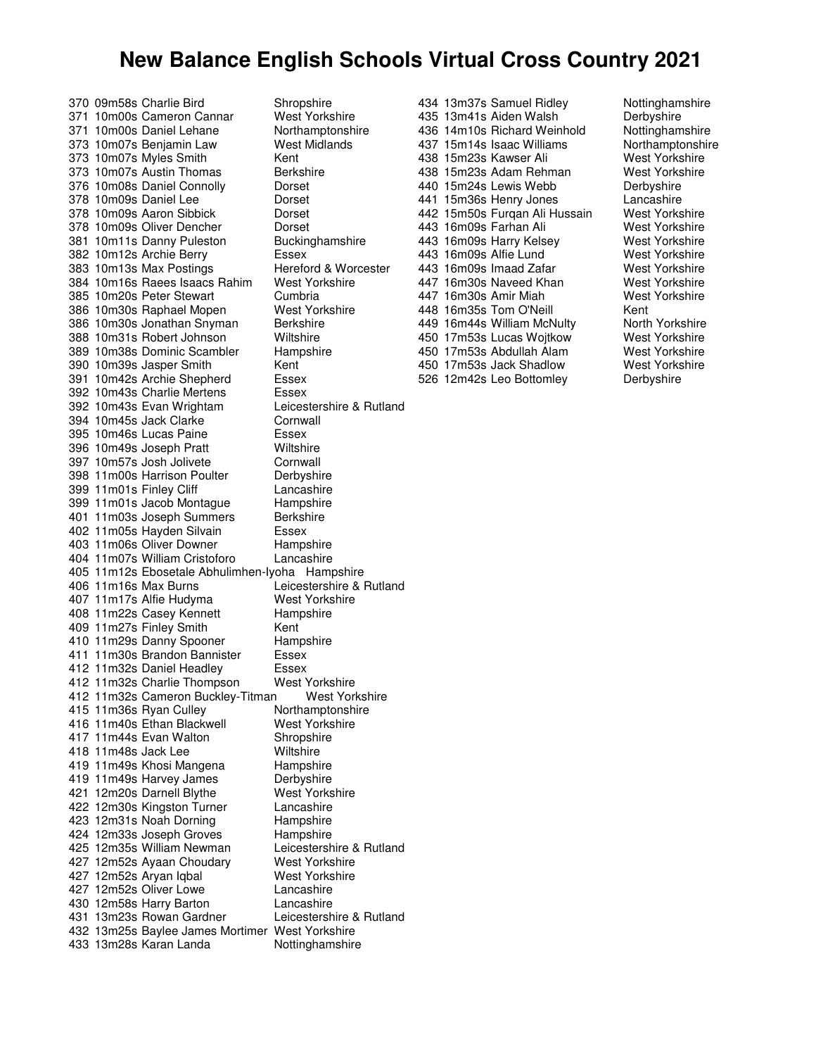# New Balance English Schools Virtual Cross Country 2021

| | | | |
|---|---|---|---|
| 370 | 09m58s | Charlie Bird | Shropshire |
| 371 | 10m00s | Cameron Cannar | West Yorkshire |
| 371 | 10m00s | Daniel Lehane | Northamptonshire |
| 373 | 10m07s | Benjamin Law | West Midlands |
| 373 | 10m07s | Myles Smith | Kent |
| 373 | 10m07s | Austin Thomas | Berkshire |
| 376 | 10m08s | Daniel Connolly | Dorset |
| 378 | 10m09s | Daniel Lee | Dorset |
| 378 | 10m09s | Aaron Sibbick | Dorset |
| 378 | 10m09s | Oliver Dencher | Dorset |
| 381 | 10m11s | Danny Puleston | Buckinghamshire |
| 382 | 10m12s | Archie Berry | Essex |
| 383 | 10m13s | Max Postings | Hereford & Worcester |
| 384 | 10m16s | Raees Isaacs Rahim | West Yorkshire |
| 385 | 10m20s | Peter Stewart | Cumbria |
| 386 | 10m30s | Raphael Mopen | West Yorkshire |
| 386 | 10m30s | Jonathan Snyman | Berkshire |
| 388 | 10m31s | Robert Johnson | Wiltshire |
| 389 | 10m38s | Dominic Scambler | Hampshire |
| 390 | 10m39s | Jasper Smith | Kent |
| 391 | 10m42s | Archie Shepherd | Essex |
| 392 | 10m43s | Charlie Mertens | Essex |
| 392 | 10m43s | Evan Wrightam | Leicestershire & Rutland |
| 394 | 10m45s | Jack Clarke | Cornwall |
| 395 | 10m46s | Lucas Paine | Essex |
| 396 | 10m49s | Joseph Pratt | Wiltshire |
| 397 | 10m57s | Josh Jolivete | Cornwall |
| 398 | 11m00s | Harrison Poulter | Derbyshire |
| 399 | 11m01s | Finley Cliff | Lancashire |
| 399 | 11m01s | Jacob Montague | Hampshire |
| 401 | 11m03s | Joseph Summers | Berkshire |
| 402 | 11m05s | Hayden Silvain | Essex |
| 403 | 11m06s | Oliver Downer | Hampshire |
| 404 | 11m07s | William Cristoforo | Lancashire |
| 405 | 11m12s | Ebosetale Abhulimhen-Iyoha | Hampshire |
| 406 | 11m16s | Max Burns | Leicestershire & Rutland |
| 407 | 11m17s | Alfie Hudyma | West Yorkshire |
| 408 | 11m22s | Casey Kennett | Hampshire |
| 409 | 11m27s | Finley Smith | Kent |
| 410 | 11m29s | Danny Spooner | Hampshire |
| 411 | 11m30s | Brandon Bannister | Essex |
| 412 | 11m32s | Daniel Headley | Essex |
| 412 | 11m32s | Charlie Thompson | West Yorkshire |
| 412 | 11m32s | Cameron Buckley-Titman | West Yorkshire |
| 415 | 11m36s | Ryan Culley | Northamptonshire |
| 416 | 11m40s | Ethan Blackwell | West Yorkshire |
| 417 | 11m44s | Evan Walton | Shropshire |
| 418 | 11m48s | Jack Lee | Wiltshire |
| 419 | 11m49s | Khosi Mangena | Hampshire |
| 419 | 11m49s | Harvey James | Derbyshire |
| 421 | 12m20s | Darnell Blythe | West Yorkshire |
| 422 | 12m30s | Kingston Turner | Lancashire |
| 423 | 12m31s | Noah Dorning | Hampshire |
| 424 | 12m33s | Joseph Groves | Hampshire |
| 425 | 12m35s | William Newman | Leicestershire & Rutland |
| 427 | 12m52s | Ayaan Choudary | West Yorkshire |
| 427 | 12m52s | Aryan Iqbal | West Yorkshire |
| 427 | 12m52s | Oliver Lowe | Lancashire |
| 430 | 12m58s | Harry Barton | Lancashire |
| 431 | 13m23s | Rowan Gardner | Leicestershire & Rutland |
| 432 | 13m25s | Baylee James Mortimer | West Yorkshire |
| 433 | 13m28s | Karan Landa | Nottinghamshire |
| 434 | 13m37s | Samuel Ridley | Nottinghamshire |
| 435 | 13m41s | Aiden Walsh | Derbyshire |
| 436 | 14m10s | Richard Weinhold | Nottinghamshire |
| 437 | 15m14s | Isaac Williams | Northamptonshire |
| 438 | 15m23s | Kawser Ali | West Yorkshire |
| 438 | 15m23s | Adam Rehman | West Yorkshire |
| 440 | 15m24s | Lewis Webb | Derbyshire |
| 441 | 15m36s | Henry Jones | Lancashire |
| 442 | 15m50s | Furqan Ali Hussain | West Yorkshire |
| 443 | 16m09s | Farhan Ali | West Yorkshire |
| 443 | 16m09s | Harry Kelsey | West Yorkshire |
| 443 | 16m09s | Alfie Lund | West Yorkshire |
| 443 | 16m09s | Imaad Zafar | West Yorkshire |
| 447 | 16m30s | Naveed Khan | West Yorkshire |
| 447 | 16m30s | Amir Miah | West Yorkshire |
| 448 | 16m35s | Tom O'Neill | Kent |
| 449 | 16m44s | William McNulty | North Yorkshire |
| 450 | 17m53s | Lucas Wojtkow | West Yorkshire |
| 450 | 17m53s | Abdullah Alam | West Yorkshire |
| 450 | 17m53s | Jack Shadlow | West Yorkshire |
| 526 | 12m42s | Leo Bottomley | Derbyshire |